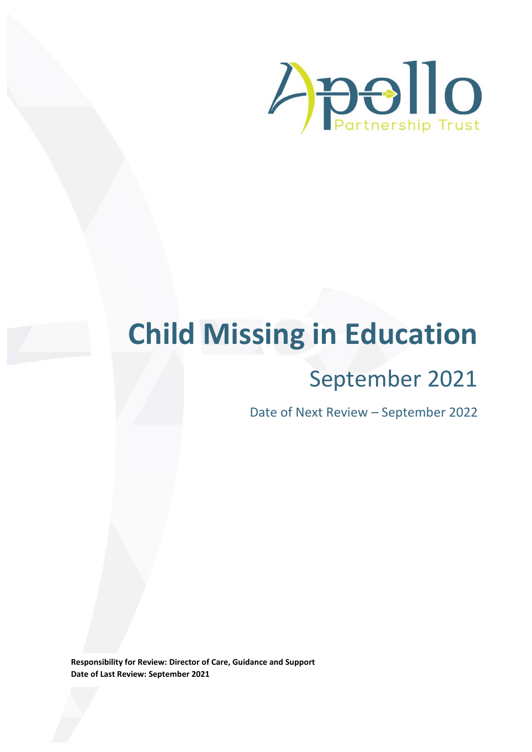Apollo Partnership Trust

# Child Missing in Education

## September 2021

Date of Next Review – September 2022

**Responsibility for Review: Director of Care, Guidance and Support**
**Date of Last Review: September 2021**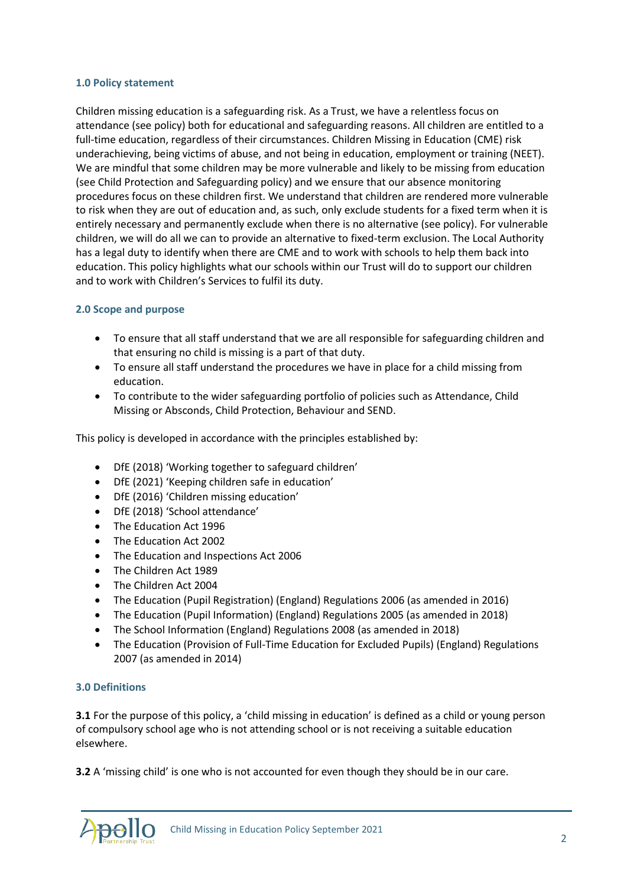## 1.0 Policy statement

Children missing education is a safeguarding risk. As a Trust, we have a relentless focus on attendance (see policy) both for educational and safeguarding reasons. All children are entitled to a full-time education, regardless of their circumstances. Children Missing in Education (CME) risk underachieving, being victims of abuse, and not being in education, employment or training (NEET). We are mindful that some children may be more vulnerable and likely to be missing from education (see Child Protection and Safeguarding policy) and we ensure that our absence monitoring procedures focus on these children first. We understand that children are rendered more vulnerable to risk when they are out of education and, as such, only exclude students for a fixed term when it is entirely necessary and permanently exclude when there is no alternative (see policy). For vulnerable children, we will do all we can to provide an alternative to fixed-term exclusion. The Local Authority has a legal duty to identify when there are CME and to work with schools to help them back into education. This policy highlights what our schools within our Trust will do to support our children and to work with Children's Services to fulfil its duty.

## 2.0 Scope and purpose

- To ensure that all staff understand that we are all responsible for safeguarding children and that ensuring no child is missing is a part of that duty.
- To ensure all staff understand the procedures we have in place for a child missing from education.
- To contribute to the wider safeguarding portfolio of policies such as Attendance, Child Missing or Absconds, Child Protection, Behaviour and SEND.

This policy is developed in accordance with the principles established by:

- DfE (2018) 'Working together to safeguard children'
- DfE (2021) 'Keeping children safe in education'
- DfE (2016) 'Children missing education'
- DfE (2018) 'School attendance'
- The Education Act 1996
- The Education Act 2002
- The Education and Inspections Act 2006
- The Children Act 1989
- The Children Act 2004
- The Education (Pupil Registration) (England) Regulations 2006 (as amended in 2016)
- The Education (Pupil Information) (England) Regulations 2005 (as amended in 2018)
- The School Information (England) Regulations 2008 (as amended in 2018)
- The Education (Provision of Full-Time Education for Excluded Pupils) (England) Regulations 2007 (as amended in 2014)

## 3.0 Definitions

**3.1** For the purpose of this policy, a 'child missing in education' is defined as a child or young person of compulsory school age who is not attending school or is not receiving a suitable education elsewhere.

**3.2** A 'missing child' is one who is not accounted for even though they should be in our care.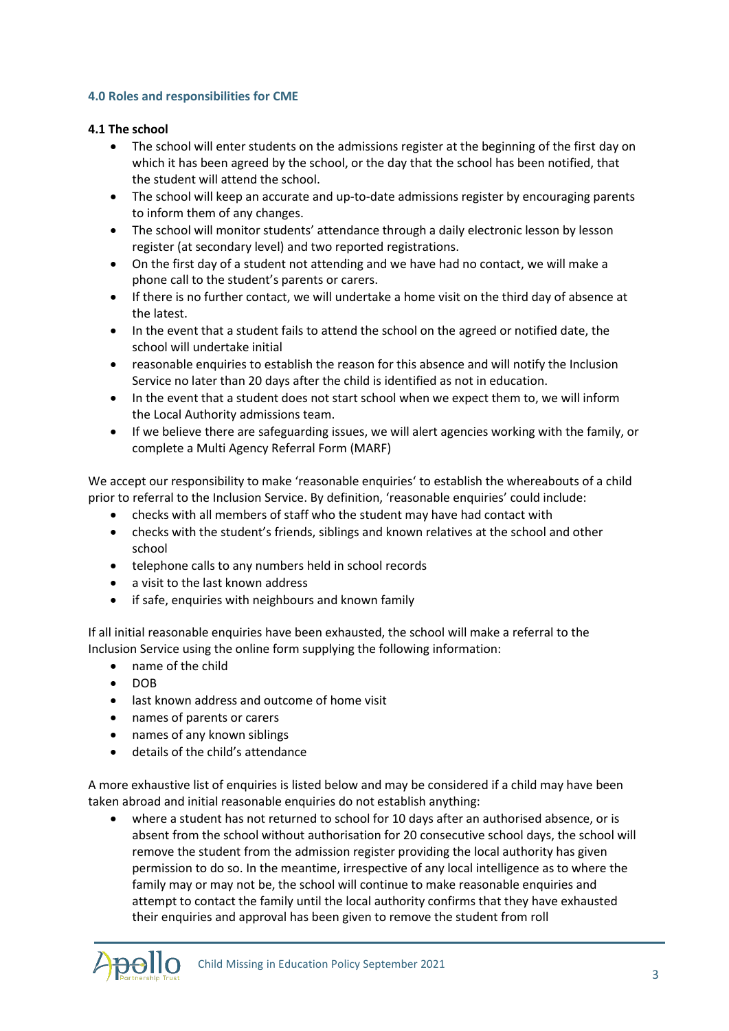### 4.0 Roles and responsibilities for CME

**4.1 The school**

- The school will enter students on the admissions register at the beginning of the first day on which it has been agreed by the school, or the day that the school has been notified, that the student will attend the school.
- The school will keep an accurate and up-to-date admissions register by encouraging parents to inform them of any changes.
- The school will monitor students' attendance through a daily electronic lesson by lesson register (at secondary level) and two reported registrations.
- On the first day of a student not attending and we have had no contact, we will make a phone call to the student's parents or carers.
- If there is no further contact, we will undertake a home visit on the third day of absence at the latest.
- In the event that a student fails to attend the school on the agreed or notified date, the school will undertake initial
- reasonable enquiries to establish the reason for this absence and will notify the Inclusion Service no later than 20 days after the child is identified as not in education.
- In the event that a student does not start school when we expect them to, we will inform the Local Authority admissions team.
- If we believe there are safeguarding issues, we will alert agencies working with the family, or complete a Multi Agency Referral Form (MARF)

We accept our responsibility to make 'reasonable enquiries' to establish the whereabouts of a child prior to referral to the Inclusion Service. By definition, 'reasonable enquiries' could include:

- checks with all members of staff who the student may have had contact with
- checks with the student's friends, siblings and known relatives at the school and other school
- telephone calls to any numbers held in school records
- a visit to the last known address
- if safe, enquiries with neighbours and known family

If all initial reasonable enquiries have been exhausted, the school will make a referral to the Inclusion Service using the online form supplying the following information:

- name of the child
- DOB
- last known address and outcome of home visit
- names of parents or carers
- names of any known siblings
- details of the child's attendance

A more exhaustive list of enquiries is listed below and may be considered if a child may have been taken abroad and initial reasonable enquiries do not establish anything:

- where a student has not returned to school for 10 days after an authorised absence, or is absent from the school without authorisation for 20 consecutive school days, the school will remove the student from the admission register providing the local authority has given permission to do so. In the meantime, irrespective of any local intelligence as to where the family may or may not be, the school will continue to make reasonable enquiries and attempt to contact the family until the local authority confirms that they have exhausted their enquiries and approval has been given to remove the student from roll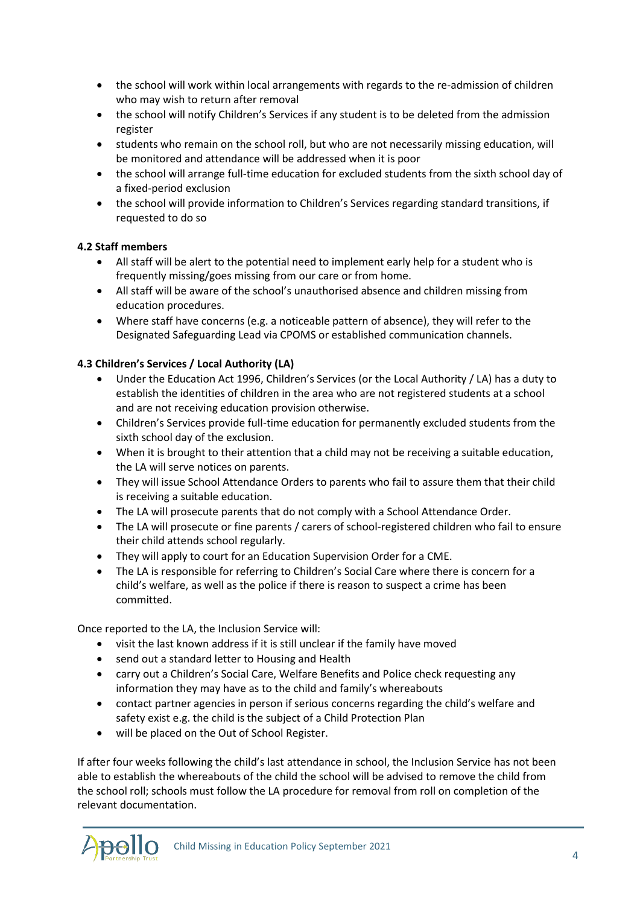- the school will work within local arrangements with regards to the re-admission of children who may wish to return after removal
- the school will notify Children's Services if any student is to be deleted from the admission register
- students who remain on the school roll, but who are not necessarily missing education, will be monitored and attendance will be addressed when it is poor
- the school will arrange full-time education for excluded students from the sixth school day of a fixed-period exclusion
- the school will provide information to Children's Services regarding standard transitions, if requested to do so

### 4.2 Staff members

- All staff will be alert to the potential need to implement early help for a student who is frequently missing/goes missing from our care or from home.
- All staff will be aware of the school's unauthorised absence and children missing from education procedures.
- Where staff have concerns (e.g. a noticeable pattern of absence), they will refer to the Designated Safeguarding Lead via CPOMS or established communication channels.

### 4.3 Children's Services / Local Authority (LA)

- Under the Education Act 1996, Children's Services (or the Local Authority / LA) has a duty to establish the identities of children in the area who are not registered students at a school and are not receiving education provision otherwise.
- Children's Services provide full-time education for permanently excluded students from the sixth school day of the exclusion.
- When it is brought to their attention that a child may not be receiving a suitable education, the LA will serve notices on parents.
- They will issue School Attendance Orders to parents who fail to assure them that their child is receiving a suitable education.
- The LA will prosecute parents that do not comply with a School Attendance Order.
- The LA will prosecute or fine parents / carers of school-registered children who fail to ensure their child attends school regularly.
- They will apply to court for an Education Supervision Order for a CME.
- The LA is responsible for referring to Children's Social Care where there is concern for a child's welfare, as well as the police if there is reason to suspect a crime has been committed.

Once reported to the LA, the Inclusion Service will:

- visit the last known address if it is still unclear if the family have moved
- send out a standard letter to Housing and Health
- carry out a Children's Social Care, Welfare Benefits and Police check requesting any information they may have as to the child and family's whereabouts
- contact partner agencies in person if serious concerns regarding the child's welfare and safety exist e.g. the child is the subject of a Child Protection Plan
- will be placed on the Out of School Register.

If after four weeks following the child's last attendance in school, the Inclusion Service has not been able to establish the whereabouts of the child the school will be advised to remove the child from the school roll; schools must follow the LA procedure for removal from roll on completion of the relevant documentation.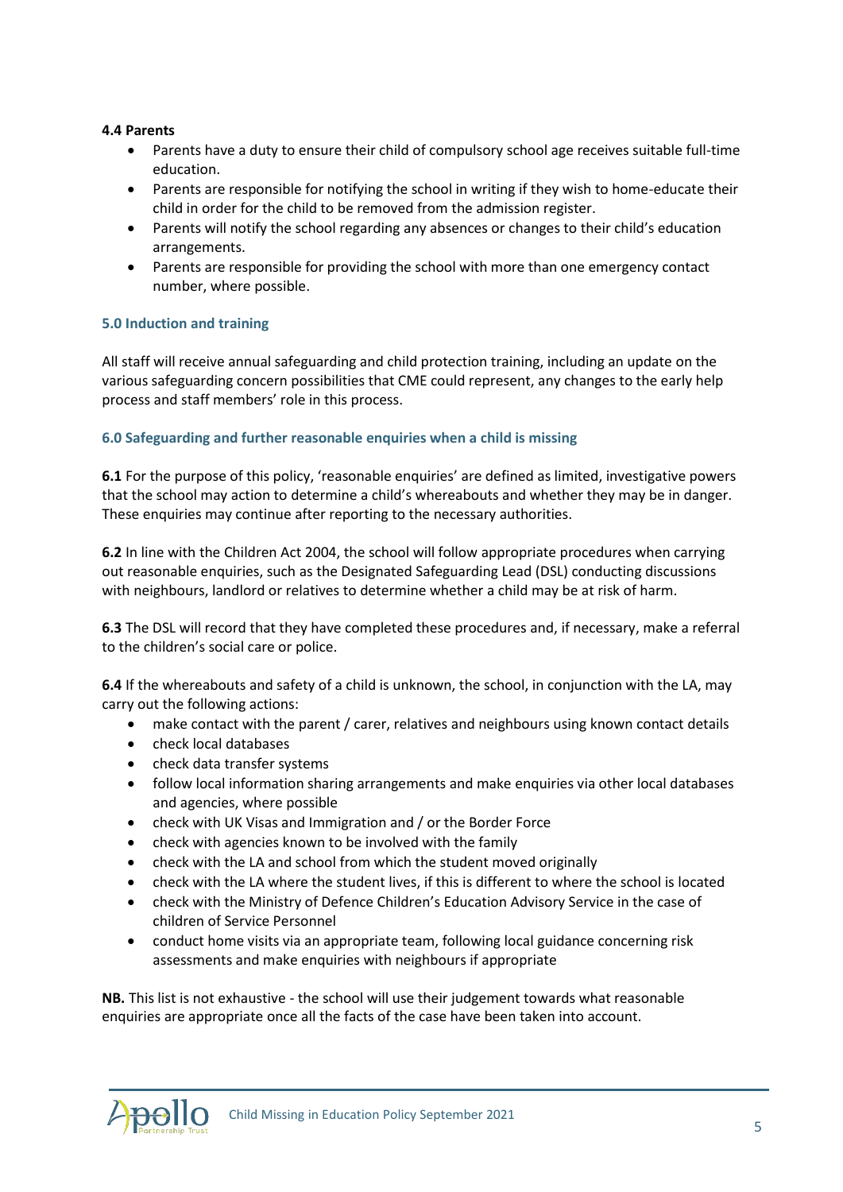**4.4 Parents**

- Parents have a duty to ensure their child of compulsory school age receives suitable full-time education.
- Parents are responsible for notifying the school in writing if they wish to home-educate their child in order for the child to be removed from the admission register.
- Parents will notify the school regarding any absences or changes to their child's education arrangements.
- Parents are responsible for providing the school with more than one emergency contact number, where possible.

## 5.0 Induction and training

All staff will receive annual safeguarding and child protection training, including an update on the various safeguarding concern possibilities that CME could represent, any changes to the early help process and staff members' role in this process.

## 6.0 Safeguarding and further reasonable enquiries when a child is missing

**6.1** For the purpose of this policy, 'reasonable enquiries' are defined as limited, investigative powers that the school may action to determine a child's whereabouts and whether they may be in danger. These enquiries may continue after reporting to the necessary authorities.

**6.2** In line with the Children Act 2004, the school will follow appropriate procedures when carrying out reasonable enquiries, such as the Designated Safeguarding Lead (DSL) conducting discussions with neighbours, landlord or relatives to determine whether a child may be at risk of harm.

**6.3** The DSL will record that they have completed these procedures and, if necessary, make a referral to the children's social care or police.

**6.4** If the whereabouts and safety of a child is unknown, the school, in conjunction with the LA, may carry out the following actions:

- make contact with the parent / carer, relatives and neighbours using known contact details
- check local databases
- check data transfer systems
- follow local information sharing arrangements and make enquiries via other local databases and agencies, where possible
- check with UK Visas and Immigration and / or the Border Force
- check with agencies known to be involved with the family
- check with the LA and school from which the student moved originally
- check with the LA where the student lives, if this is different to where the school is located
- check with the Ministry of Defence Children's Education Advisory Service in the case of children of Service Personnel
- conduct home visits via an appropriate team, following local guidance concerning risk assessments and make enquiries with neighbours if appropriate

**NB.** This list is not exhaustive - the school will use their judgement towards what reasonable enquiries are appropriate once all the facts of the case have been taken into account.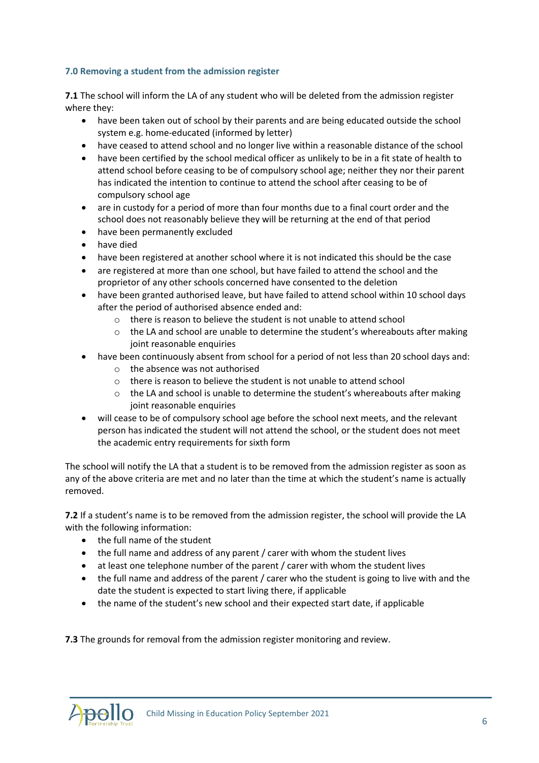### 7.0 Removing a student from the admission register

**7.1** The school will inform the LA of any student who will be deleted from the admission register where they:

- have been taken out of school by their parents and are being educated outside the school system e.g. home-educated (informed by letter)
- have ceased to attend school and no longer live within a reasonable distance of the school
- have been certified by the school medical officer as unlikely to be in a fit state of health to attend school before ceasing to be of compulsory school age; neither they nor their parent has indicated the intention to continue to attend the school after ceasing to be of compulsory school age
- are in custody for a period of more than four months due to a final court order and the school does not reasonably believe they will be returning at the end of that period
- have been permanently excluded
- have died
- have been registered at another school where it is not indicated this should be the case
- are registered at more than one school, but have failed to attend the school and the proprietor of any other schools concerned have consented to the deletion
- have been granted authorised leave, but have failed to attend school within 10 school days after the period of authorised absence ended and:
  - there is reason to believe the student is not unable to attend school
  - the LA and school are unable to determine the student's whereabouts after making joint reasonable enquiries
- have been continuously absent from school for a period of not less than 20 school days and:
  - the absence was not authorised
  - there is reason to believe the student is not unable to attend school
  - the LA and school is unable to determine the student's whereabouts after making joint reasonable enquiries
- will cease to be of compulsory school age before the school next meets, and the relevant person has indicated the student will not attend the school, or the student does not meet the academic entry requirements for sixth form

The school will notify the LA that a student is to be removed from the admission register as soon as any of the above criteria are met and no later than the time at which the student's name is actually removed.

**7.2** If a student's name is to be removed from the admission register, the school will provide the LA with the following information:

- the full name of the student
- the full name and address of any parent / carer with whom the student lives
- at least one telephone number of the parent / carer with whom the student lives
- the full name and address of the parent / carer who the student is going to live with and the date the student is expected to start living there, if applicable
- the name of the student's new school and their expected start date, if applicable

**7.3** The grounds for removal from the admission register monitoring and review.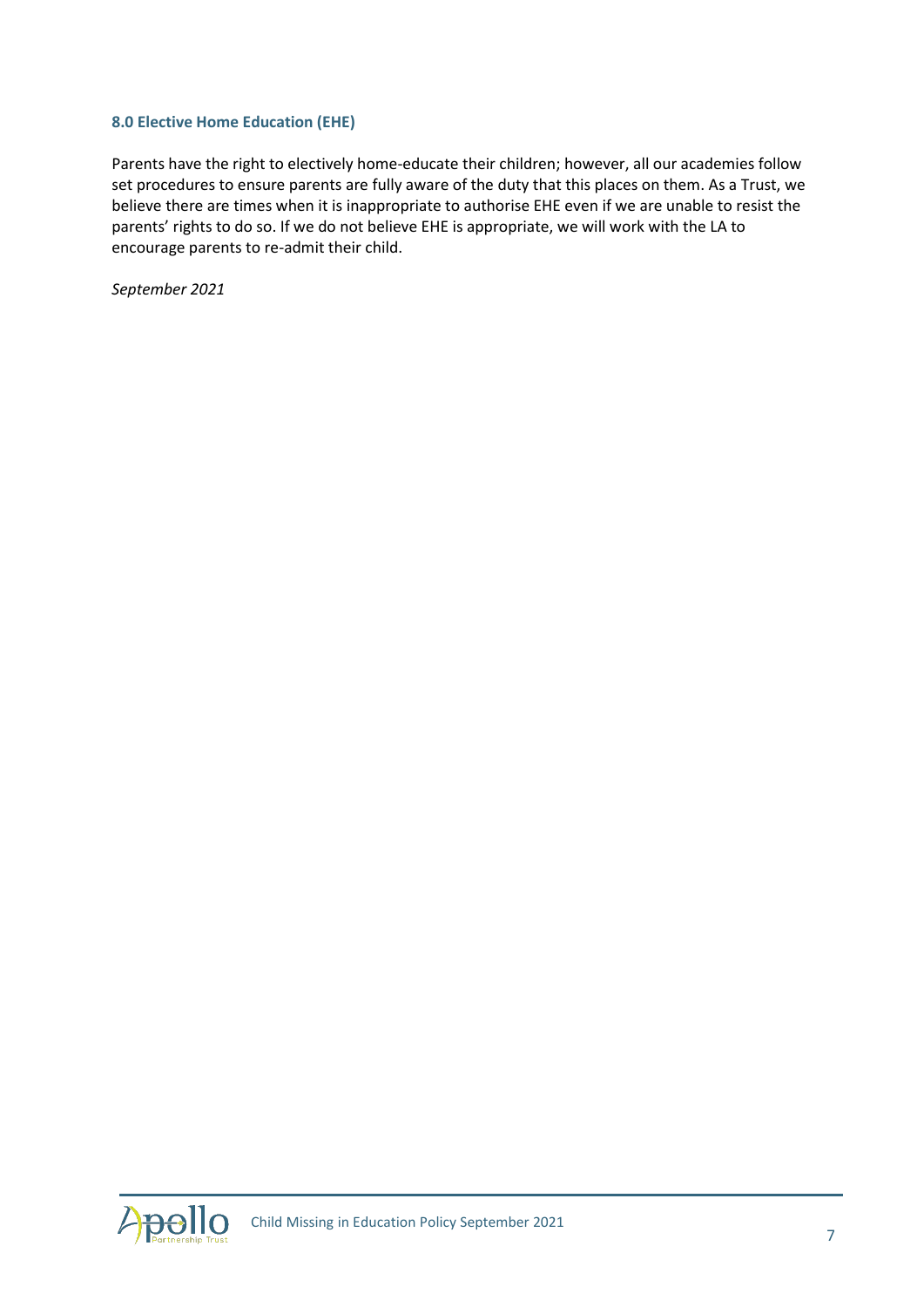### 8.0 Elective Home Education (EHE)

Parents have the right to electively home-educate their children; however, all our academies follow set procedures to ensure parents are fully aware of the duty that this places on them. As a Trust, we believe there are times when it is inappropriate to authorise EHE even if we are unable to resist the parents' rights to do so. If we do not believe EHE is appropriate, we will work with the LA to encourage parents to re-admit their child.

*September 2021*